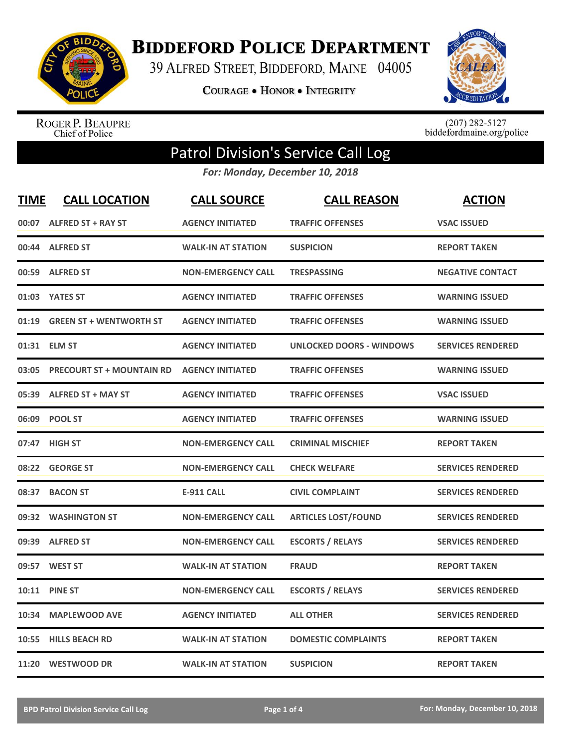# Biddeford Police Department

39 Alfred Street, Biddeford, Maine 04005

**Courage • Honor • Integrity**

Roger P. Beaupre
Chief of Police

(207) 282-5127
biddefordmaine.org/police

## Patrol Division's Service Call Log

*For: Monday, December 10, 2018*

| TIME | CALL LOCATION | CALL SOURCE | CALL REASON | ACTION |
|---|---|---|---|---|
| 00:07 | ALFRED ST + RAY ST | AGENCY INITIATED | TRAFFIC OFFENSES | VSAC ISSUED |
| 00:44 | ALFRED ST | WALK-IN AT STATION | SUSPICION | REPORT TAKEN |
| 00:59 | ALFRED ST | NON-EMERGENCY CALL | TRESPASSING | NEGATIVE CONTACT |
| 01:03 | YATES ST | AGENCY INITIATED | TRAFFIC OFFENSES | WARNING ISSUED |
| 01:19 | GREEN ST + WENTWORTH ST | AGENCY INITIATED | TRAFFIC OFFENSES | WARNING ISSUED |
| 01:31 | ELM ST | AGENCY INITIATED | UNLOCKED DOORS - WINDOWS | SERVICES RENDERED |
| 03:05 | PRECOURT ST + MOUNTAIN RD | AGENCY INITIATED | TRAFFIC OFFENSES | WARNING ISSUED |
| 05:39 | ALFRED ST + MAY ST | AGENCY INITIATED | TRAFFIC OFFENSES | VSAC ISSUED |
| 06:09 | POOL ST | AGENCY INITIATED | TRAFFIC OFFENSES | WARNING ISSUED |
| 07:47 | HIGH ST | NON-EMERGENCY CALL | CRIMINAL MISCHIEF | REPORT TAKEN |
| 08:22 | GEORGE ST | NON-EMERGENCY CALL | CHECK WELFARE | SERVICES RENDERED |
| 08:37 | BACON ST | E-911 CALL | CIVIL COMPLAINT | SERVICES RENDERED |
| 09:32 | WASHINGTON ST | NON-EMERGENCY CALL | ARTICLES LOST/FOUND | SERVICES RENDERED |
| 09:39 | ALFRED ST | NON-EMERGENCY CALL | ESCORTS / RELAYS | SERVICES RENDERED |
| 09:57 | WEST ST | WALK-IN AT STATION | FRAUD | REPORT TAKEN |
| 10:11 | PINE ST | NON-EMERGENCY CALL | ESCORTS / RELAYS | SERVICES RENDERED |
| 10:34 | MAPLEWOOD AVE | AGENCY INITIATED | ALL OTHER | SERVICES RENDERED |
| 10:55 | HILLS BEACH RD | WALK-IN AT STATION | DOMESTIC COMPLAINTS | REPORT TAKEN |
| 11:20 | WESTWOOD DR | WALK-IN AT STATION | SUSPICION | REPORT TAKEN |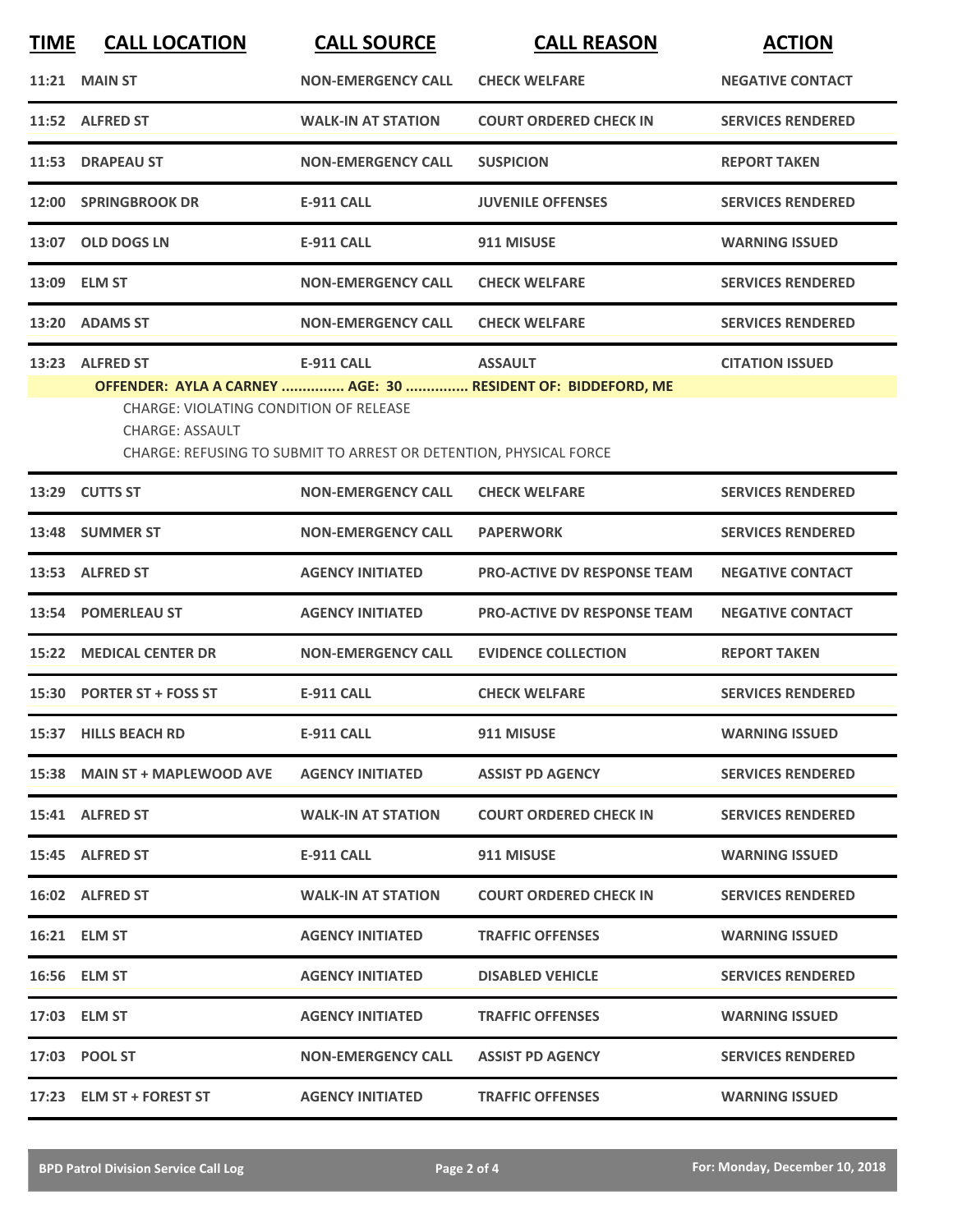| TIME | CALL LOCATION | CALL SOURCE | CALL REASON | ACTION |
|---|---|---|---|---|
| 11:21 | MAIN ST | NON-EMERGENCY CALL | CHECK WELFARE | NEGATIVE CONTACT |
| 11:52 | ALFRED ST | WALK-IN AT STATION | COURT ORDERED CHECK IN | SERVICES RENDERED |
| 11:53 | DRAPEAU ST | NON-EMERGENCY CALL | SUSPICION | REPORT TAKEN |
| 12:00 | SPRINGBROOK DR | E-911 CALL | JUVENILE OFFENSES | SERVICES RENDERED |
| 13:07 | OLD DOGS LN | E-911 CALL | 911 MISUSE | WARNING ISSUED |
| 13:09 | ELM ST | NON-EMERGENCY CALL | CHECK WELFARE | SERVICES RENDERED |
| 13:20 | ADAMS ST | NON-EMERGENCY CALL | CHECK WELFARE | SERVICES RENDERED |
| 13:23 | ALFRED ST | E-911 CALL | ASSAULT | CITATION ISSUED |

**OFFENDER: AYLA A CARNEY ............... AGE: 30 ............... RESIDENT OF: BIDDEFORD, ME**

CHARGE: VIOLATING CONDITION OF RELEASE
CHARGE: ASSAULT
CHARGE: REFUSING TO SUBMIT TO ARREST OR DETENTION, PHYSICAL FORCE

| TIME | CALL LOCATION | CALL SOURCE | CALL REASON | ACTION |
|---|---|---|---|---|
| 13:29 | CUTTS ST | NON-EMERGENCY CALL | CHECK WELFARE | SERVICES RENDERED |
| 13:48 | SUMMER ST | NON-EMERGENCY CALL | PAPERWORK | SERVICES RENDERED |
| 13:53 | ALFRED ST | AGENCY INITIATED | PRO-ACTIVE DV RESPONSE TEAM | NEGATIVE CONTACT |
| 13:54 | POMERLEAU ST | AGENCY INITIATED | PRO-ACTIVE DV RESPONSE TEAM | NEGATIVE CONTACT |
| 15:22 | MEDICAL CENTER DR | NON-EMERGENCY CALL | EVIDENCE COLLECTION | REPORT TAKEN |
| 15:30 | PORTER ST + FOSS ST | E-911 CALL | CHECK WELFARE | SERVICES RENDERED |
| 15:37 | HILLS BEACH RD | E-911 CALL | 911 MISUSE | WARNING ISSUED |
| 15:38 | MAIN ST + MAPLEWOOD AVE | AGENCY INITIATED | ASSIST PD AGENCY | SERVICES RENDERED |
| 15:41 | ALFRED ST | WALK-IN AT STATION | COURT ORDERED CHECK IN | SERVICES RENDERED |
| 15:45 | ALFRED ST | E-911 CALL | 911 MISUSE | WARNING ISSUED |
| 16:02 | ALFRED ST | WALK-IN AT STATION | COURT ORDERED CHECK IN | SERVICES RENDERED |
| 16:21 | ELM ST | AGENCY INITIATED | TRAFFIC OFFENSES | WARNING ISSUED |
| 16:56 | ELM ST | AGENCY INITIATED | DISABLED VEHICLE | SERVICES RENDERED |
| 17:03 | ELM ST | AGENCY INITIATED | TRAFFIC OFFENSES | WARNING ISSUED |
| 17:03 | POOL ST | NON-EMERGENCY CALL | ASSIST PD AGENCY | SERVICES RENDERED |
| 17:23 | ELM ST + FOREST ST | AGENCY INITIATED | TRAFFIC OFFENSES | WARNING ISSUED |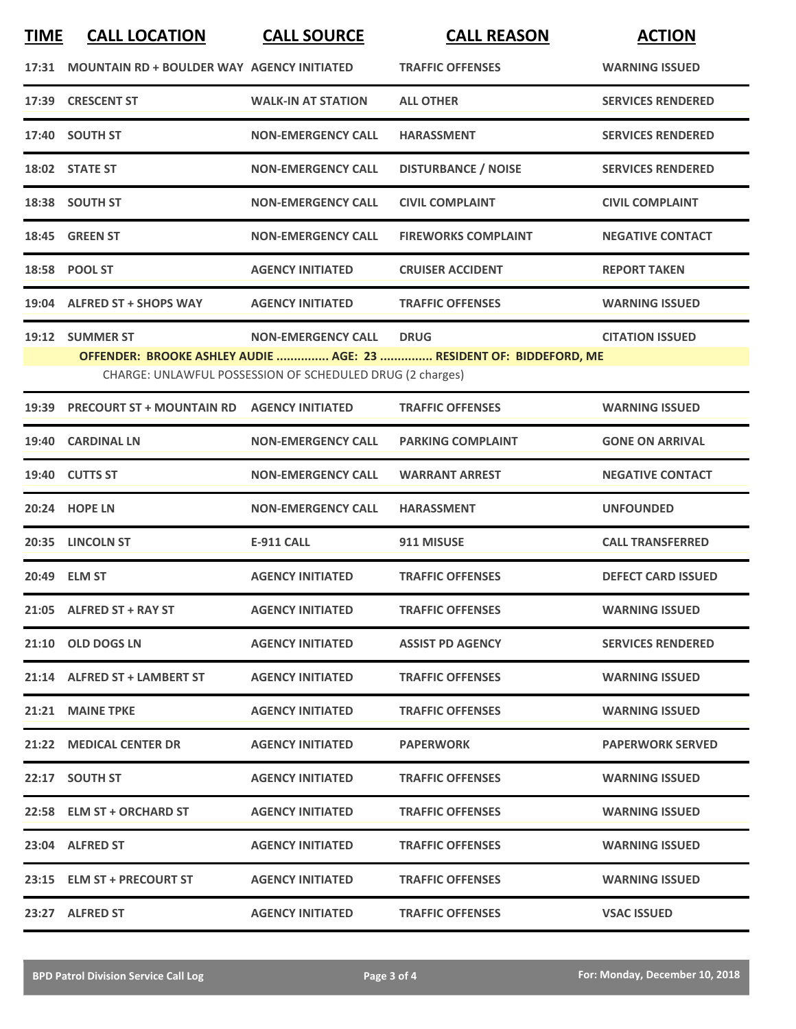| TIME | CALL LOCATION | CALL SOURCE | CALL REASON | ACTION |
| --- | --- | --- | --- | --- |
| 17:31 | MOUNTAIN RD + BOULDER WAY | AGENCY INITIATED | TRAFFIC OFFENSES | WARNING ISSUED |
| 17:39 | CRESCENT ST | WALK-IN AT STATION | ALL OTHER | SERVICES RENDERED |
| 17:40 | SOUTH ST | NON-EMERGENCY CALL | HARASSMENT | SERVICES RENDERED |
| 18:02 | STATE ST | NON-EMERGENCY CALL | DISTURBANCE / NOISE | SERVICES RENDERED |
| 18:38 | SOUTH ST | NON-EMERGENCY CALL | CIVIL COMPLAINT | CIVIL COMPLAINT |
| 18:45 | GREEN ST | NON-EMERGENCY CALL | FIREWORKS COMPLAINT | NEGATIVE CONTACT |
| 18:58 | POOL ST | AGENCY INITIATED | CRUISER ACCIDENT | REPORT TAKEN |
| 19:04 | ALFRED ST + SHOPS WAY | AGENCY INITIATED | TRAFFIC OFFENSES | WARNING ISSUED |
| 19:12 | SUMMER ST | NON-EMERGENCY CALL | DRUG | CITATION ISSUED |
| | OFFENDER: BROOKE ASHLEY AUDIE ............... AGE: 23 ............... RESIDENT OF: BIDDEFORD, ME | | | |
| | CHARGE: UNLAWFUL POSSESSION OF SCHEDULED DRUG (2 charges) | | | |
| 19:39 | PRECOURT ST + MOUNTAIN RD | AGENCY INITIATED | TRAFFIC OFFENSES | WARNING ISSUED |
| 19:40 | CARDINAL LN | NON-EMERGENCY CALL | PARKING COMPLAINT | GONE ON ARRIVAL |
| 19:40 | CUTTS ST | NON-EMERGENCY CALL | WARRANT ARREST | NEGATIVE CONTACT |
| 20:24 | HOPE LN | NON-EMERGENCY CALL | HARASSMENT | UNFOUNDED |
| 20:35 | LINCOLN ST | E-911 CALL | 911 MISUSE | CALL TRANSFERRED |
| 20:49 | ELM ST | AGENCY INITIATED | TRAFFIC OFFENSES | DEFECT CARD ISSUED |
| 21:05 | ALFRED ST + RAY ST | AGENCY INITIATED | TRAFFIC OFFENSES | WARNING ISSUED |
| 21:10 | OLD DOGS LN | AGENCY INITIATED | ASSIST PD AGENCY | SERVICES RENDERED |
| 21:14 | ALFRED ST + LAMBERT ST | AGENCY INITIATED | TRAFFIC OFFENSES | WARNING ISSUED |
| 21:21 | MAINE TPKE | AGENCY INITIATED | TRAFFIC OFFENSES | WARNING ISSUED |
| 21:22 | MEDICAL CENTER DR | AGENCY INITIATED | PAPERWORK | PAPERWORK SERVED |
| 22:17 | SOUTH ST | AGENCY INITIATED | TRAFFIC OFFENSES | WARNING ISSUED |
| 22:58 | ELM ST + ORCHARD ST | AGENCY INITIATED | TRAFFIC OFFENSES | WARNING ISSUED |
| 23:04 | ALFRED ST | AGENCY INITIATED | TRAFFIC OFFENSES | WARNING ISSUED |
| 23:15 | ELM ST + PRECOURT ST | AGENCY INITIATED | TRAFFIC OFFENSES | WARNING ISSUED |
| 23:27 | ALFRED ST | AGENCY INITIATED | TRAFFIC OFFENSES | VSAC ISSUED |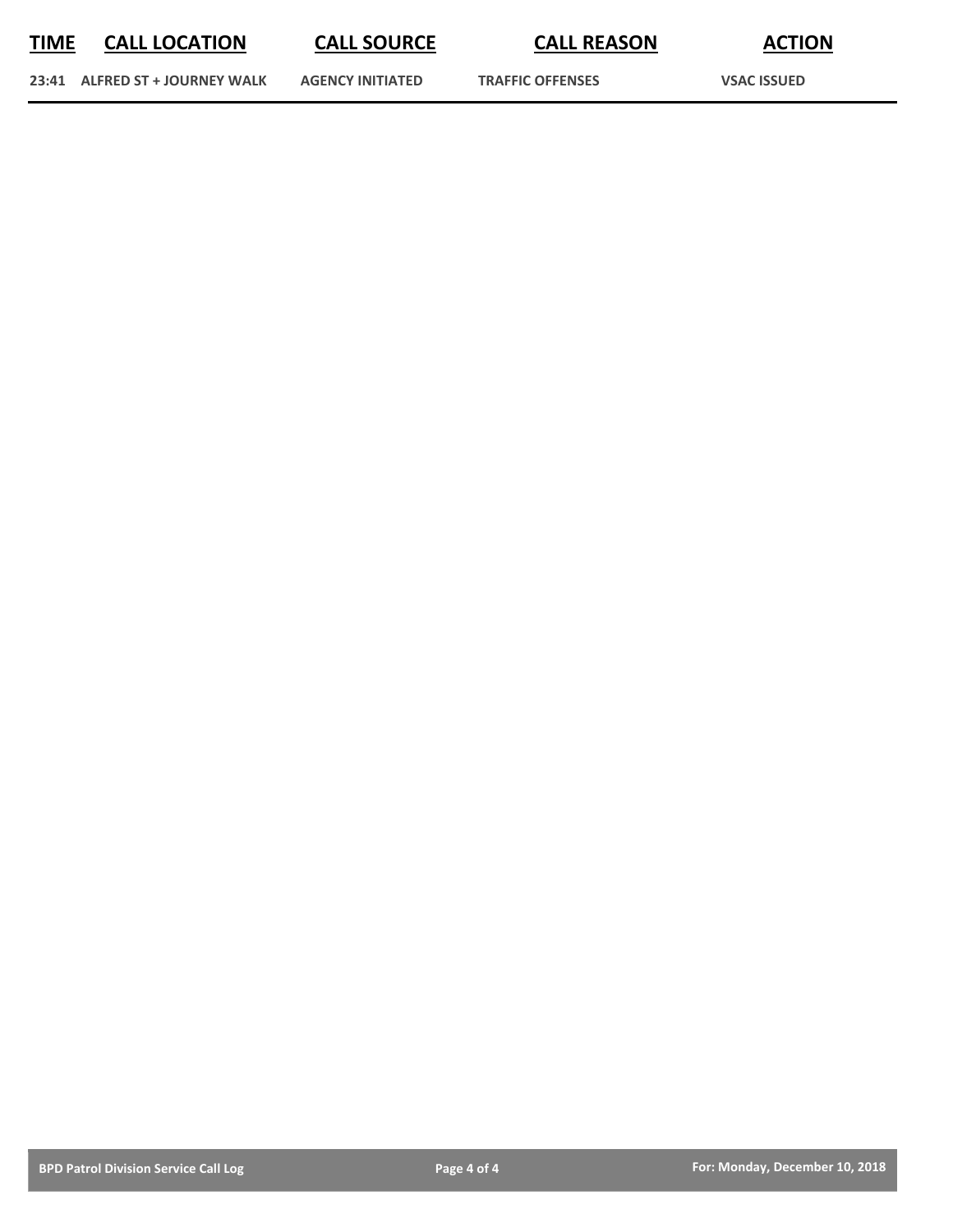| TIME | CALL LOCATION | CALL SOURCE | CALL REASON | ACTION |
|---|---|---|---|---|
| 23:41 | ALFRED ST + JOURNEY WALK | AGENCY INITIATED | TRAFFIC OFFENSES | VSAC ISSUED |